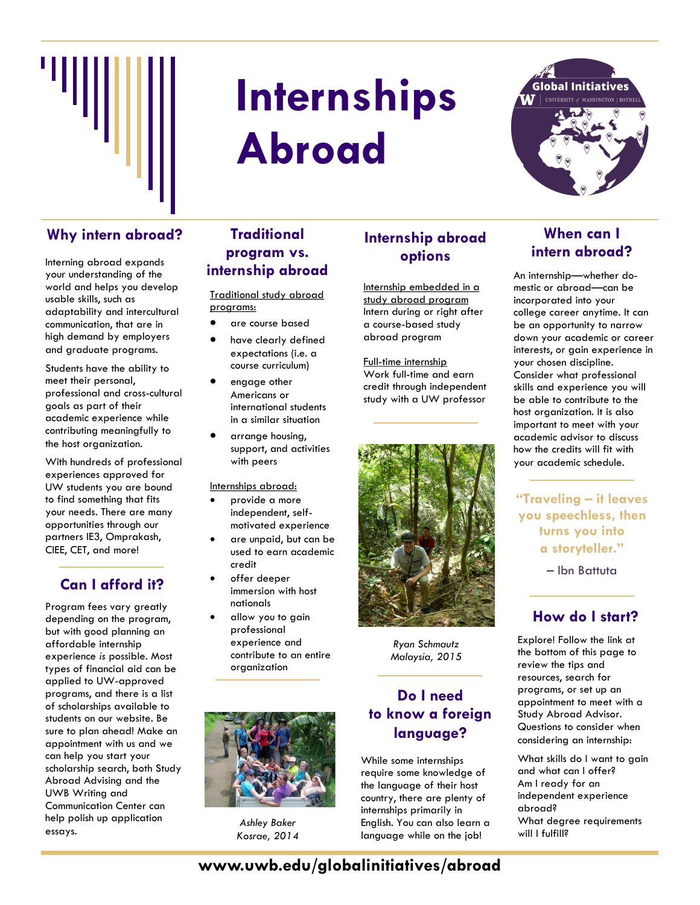# Internships Abroad

Global Initiatives
UNIVERSITY of WASHINGTON | BOTHELL

## Why intern abroad?

Interning abroad expands your understanding of the world and helps you develop usable skills, such as adaptability and intercultural communication, that are in high demand by employers and graduate programs.

Students have the ability to meet their personal, professional and cross-cultural goals as part of their academic experience while contributing meaningfully to the host organization.

With hundreds of professional experiences approved for UW students you are bound to find something that fits your needs. There are many opportunities through our partners IE3, Omprakash, CIEE, CET, and more!

## Can I afford it?

Program fees vary greatly depending on the program, but with good planning an affordable internship experience *is* possible. Most types of financial aid can be applied to UW-approved programs, and there is a list of scholarships available to students on our website. Be sure to plan ahead! Make an appointment with us and we can help you start your scholarship search, both Study Abroad Advising and the UWB Writing and Communication Center can help polish up application essays.

## Traditional program vs. internship abroad

Traditional study abroad programs:

- are course based
- have clearly defined expectations (i.e. a course curriculum)
- engage other Americans or international students in a similar situation
- arrange housing, support, and activities with peers

Internships abroad:

- provide a more independent, self-motivated experience
- are unpaid, but can be used to earn academic credit
- offer deeper immersion with host nationals
- allow you to gain professional experience and contribute to an entire organization

*Ashley Baker*
*Kosrae, 2014*

## Internship abroad options

Internship embedded in a study abroad program
Intern during or right after a course-based study abroad program

Full-time internship
Work full-time and earn credit through independent study with a UW professor

*Ryan Schmautz*
*Malaysia, 2015*

## Do I need to know a foreign language?

While some internships require some knowledge of the language of their host country, there are plenty of internships primarily in English. You can also learn a language while on the job!

## When can I intern abroad?

An internship—whether domestic or abroad—can be incorporated into your college career anytime. It can be an opportunity to narrow down your academic or career interests, or gain experience in your chosen discipline. Consider what professional skills and experience you will be able to contribute to the host organization. It is also important to meet with your academic advisor to discuss how the credits will fit with your academic schedule.

**"Traveling – it leaves you speechless, then turns you into a storyteller."**

– Ibn Battuta

## How do I start?

Explore! Follow the link at the bottom of this page to review the tips and resources, search for programs, or set up an appointment to meet with a Study Abroad Advisor. Questions to consider when considering an internship:

What skills do I want to gain and what can I offer?
Am I ready for an independent experience abroad?
What degree requirements will I fulfill?

**www.uwb.edu/globalinitiatives/abroad**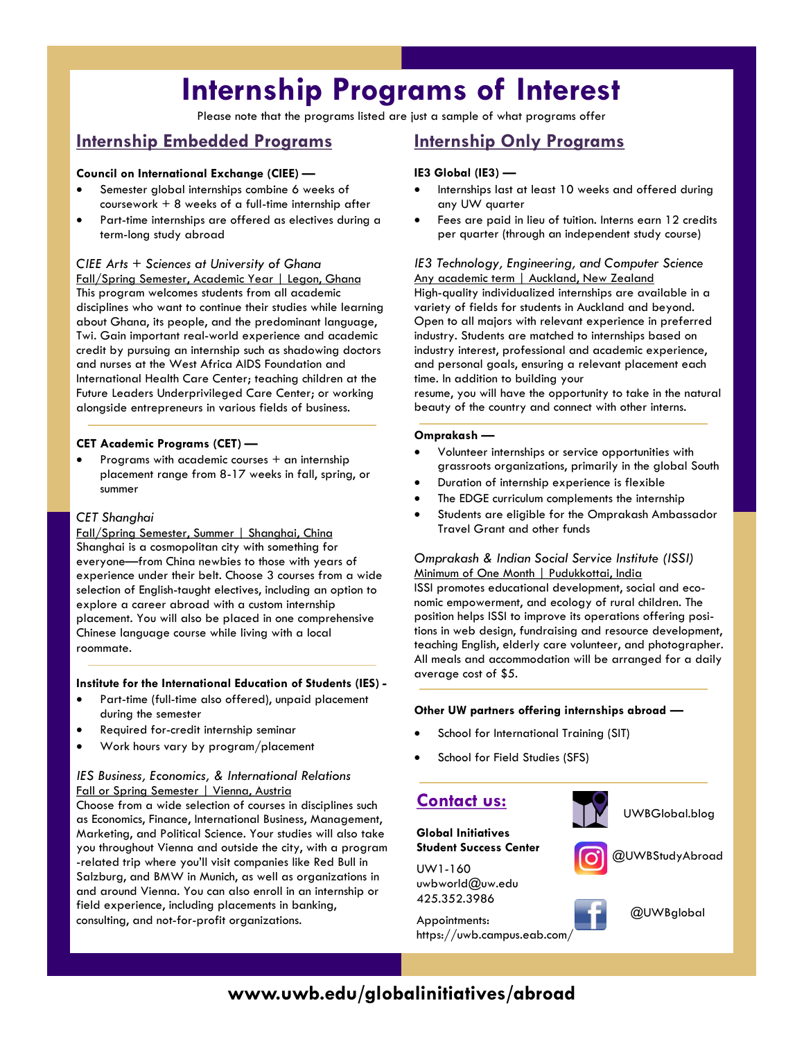# Internship Programs of Interest

Please note that the programs listed are just a sample of what programs offer

## Internship Embedded Programs

**Council on International Exchange (CIEE) —**

- Semester global internships combine 6 weeks of coursework + 8 weeks of a full-time internship after
- Part-time internships are offered as electives during a term-long study abroad

*CIEE Arts + Sciences at University of Ghana*
Fall/Spring Semester, Academic Year | Legon, Ghana
This program welcomes students from all academic disciplines who want to continue their studies while learning about Ghana, its people, and the predominant language, Twi. Gain important real-world experience and academic credit by pursuing an internship such as shadowing doctors and nurses at the West Africa AIDS Foundation and International Health Care Center; teaching children at the Future Leaders Underprivileged Care Center; or working alongside entrepreneurs in various fields of business.

**CET Academic Programs (CET) —**

- Programs with academic courses + an internship placement range from 8-17 weeks in fall, spring, or summer

*CET Shanghai*
Fall/Spring Semester, Summer | Shanghai, China
Shanghai is a cosmopolitan city with something for everyone—from China newbies to those with years of experience under their belt. Choose 3 courses from a wide selection of English-taught electives, including an option to explore a career abroad with a custom internship placement. You will also be placed in one comprehensive Chinese language course while living with a local roommate.

**Institute for the International Education of Students (IES) -**

- Part-time (full-time also offered), unpaid placement during the semester
- Required for-credit internship seminar
- Work hours vary by program/placement

*IES Business, Economics, & International Relations*
Fall or Spring Semester | Vienna, Austria
Choose from a wide selection of courses in disciplines such as Economics, Finance, International Business, Management, Marketing, and Political Science. Your studies will also take you throughout Vienna and outside the city, with a program-related trip where you'll visit companies like Red Bull in Salzburg, and BMW in Munich, as well as organizations in and around Vienna. You can also enroll in an internship or field experience, including placements in banking, consulting, and not-for-profit organizations.

## Internship Only Programs

**IE3 Global (IE3) —**

- Internships last at least 10 weeks and offered during any UW quarter
- Fees are paid in lieu of tuition. Interns earn 12 credits per quarter (through an independent study course)

*IE3 Technology, Engineering, and Computer Science*
Any academic term | Auckland, New Zealand
High-quality individualized internships are available in a variety of fields for students in Auckland and beyond. Open to all majors with relevant experience in preferred industry. Students are matched to internships based on industry interest, professional and academic experience, and personal goals, ensuring a relevant placement each time. In addition to building your resume, you will have the opportunity to take in the natural beauty of the country and connect with other interns.

**Omprakash —**

- Volunteer internships or service opportunities with grassroots organizations, primarily in the global South
- Duration of internship experience is flexible
- The EDGE curriculum complements the internship
- Students are eligible for the Omprakash Ambassador Travel Grant and other funds

*Omprakash & Indian Social Service Institute (ISSI)*
Minimum of One Month | Pudukkottai, India
ISSI promotes educational development, social and economic empowerment, and ecology of rural children. The position helps ISSI to improve its operations offering positions in web design, fundraising and resource development, teaching English, elderly care volunteer, and photographer. All meals and accommodation will be arranged for a daily average cost of $5.

**Other UW partners offering internships abroad —**

- School for International Training (SIT)
- School for Field Studies (SFS)

## Contact us:

**Global Initiatives**
**Student Success Center**

UW1-160
uwbworld@uw.edu
425.352.3986

Appointments:
https://uwb.campus.eab.com/

UWBGlobal.blog

@UWBStudyAbroad

@UWBglobal

**www.uwb.edu/globalinitiatives/abroad**